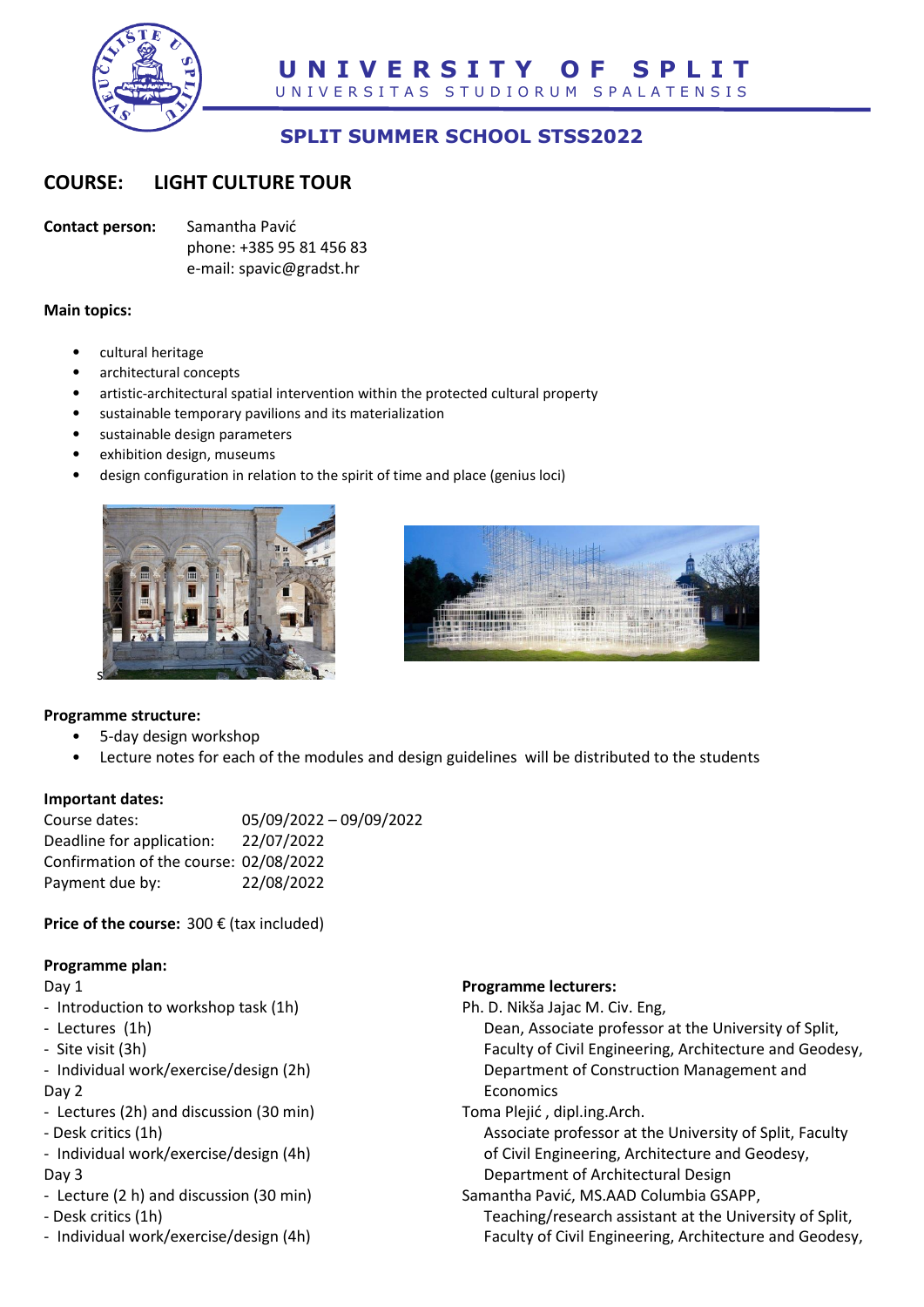# UNIVERSITY OF SPLIT

UNIVERSITAS STUDIORUM SPALATENSIS

## SPLIT SUMMER SCHOOL STSS2022

## COURSE: LIGHT CULTURE TOUR

**Contact person:** Samantha Pavić
phone: +385 95 81 456 83
e-mail: spavic@gradst.hr

**Main topics:**

- cultural heritage
- architectural concepts
- artistic-architectural spatial intervention within the protected cultural property
- sustainable temporary pavilions and its materialization
- sustainable design parameters
- exhibition design, museums
- design configuration in relation to the spirit of time and place (genius loci)

**Programme structure:**

- 5-day design workshop
- Lecture notes for each of the modules and design guidelines will be distributed to the students

**Important dates:**

Course dates: 05/09/2022 – 09/09/2022
Deadline for application: 22/07/2022
Confirmation of the course: 02/08/2022
Payment due by: 22/08/2022

**Price of the course:** 300 € (tax included)

**Programme plan:**

Day 1
- Introduction to workshop task (1h)
- Lectures (1h)
- Site visit (3h)
- Individual work/exercise/design (2h)

Day 2
- Lectures (2h) and discussion (30 min)
- Desk critics (1h)
- Individual work/exercise/design (4h)

Day 3
- Lecture (2 h) and discussion (30 min)
- Desk critics (1h)
- Individual work/exercise/design (4h)

**Programme lecturers:**

Ph. D. Nikša Jajac M. Civ. Eng,
Dean, Associate professor at the University of Split, Faculty of Civil Engineering, Architecture and Geodesy, Department of Construction Management and Economics

Toma Plejić , dipl.ing.Arch.
Associate professor at the University of Split, Faculty of Civil Engineering, Architecture and Geodesy, Department of Architectural Design

Samantha Pavić, MS.AAD Columbia GSAPP,
Teaching/research assistant at the University of Split, Faculty of Civil Engineering, Architecture and Geodesy,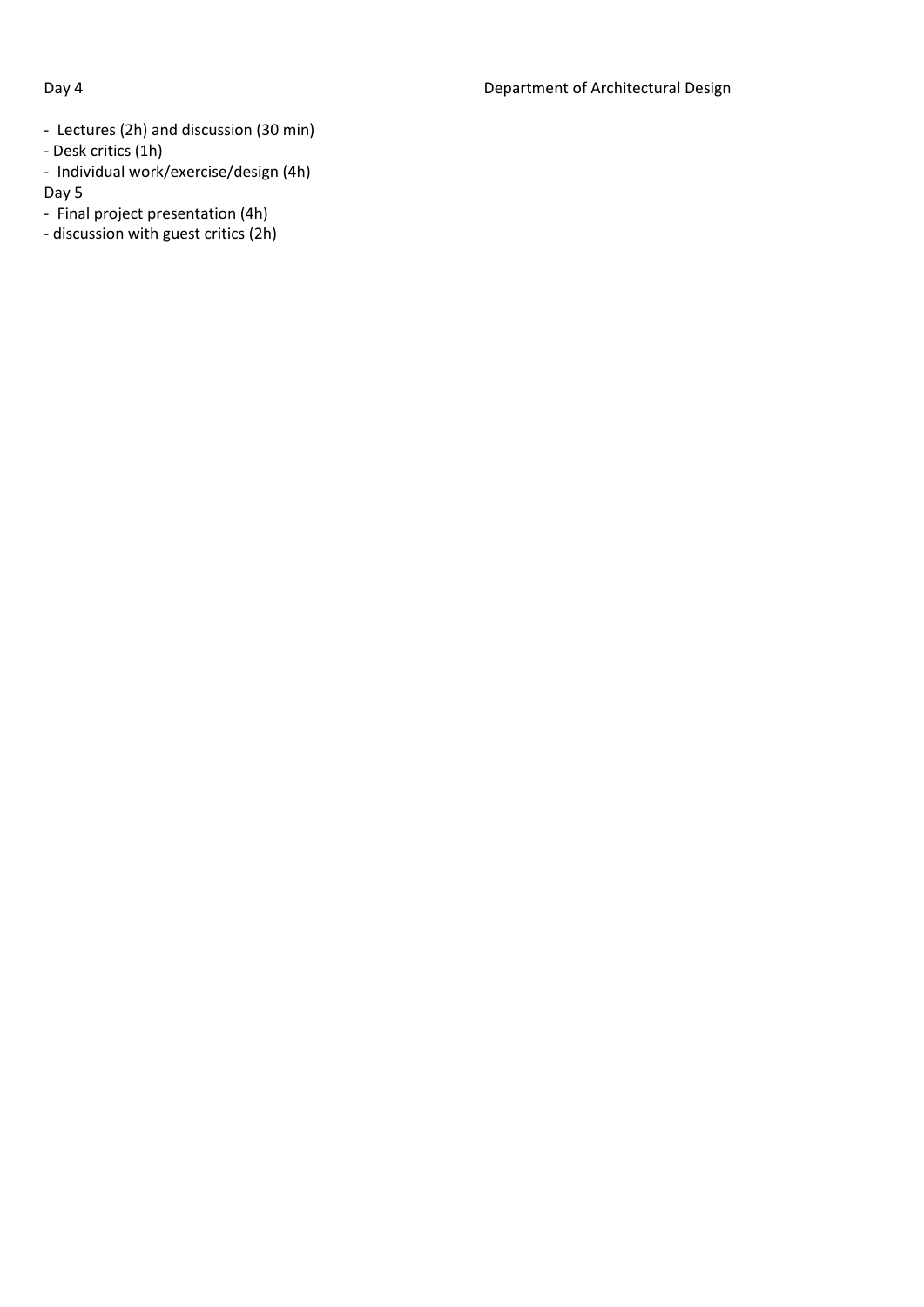Day 4

- Lectures (2h) and discussion (30 min)
- Desk critics (1h)
- Individual work/exercise/design (4h)

Day 5

- Final project presentation (4h)
- discussion with guest critics (2h)